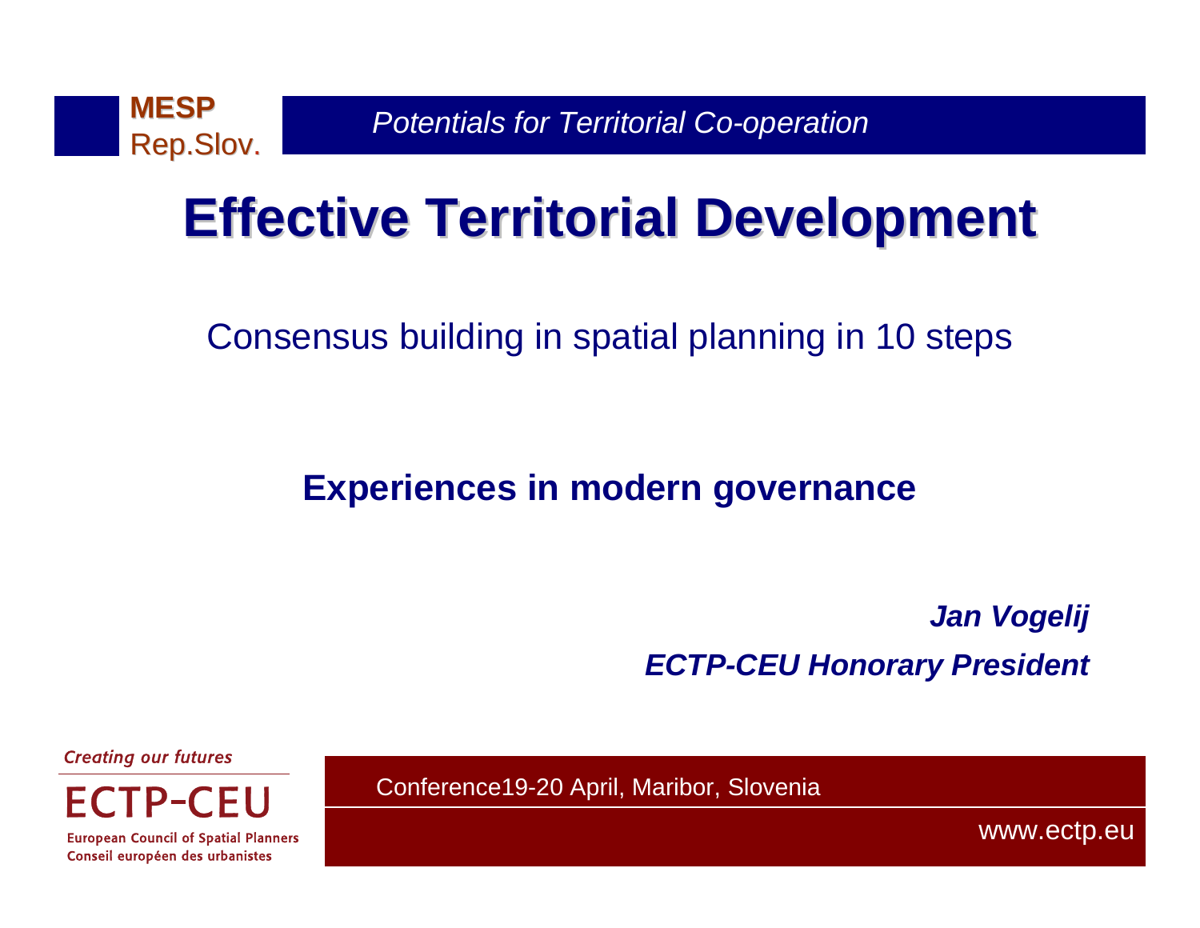MESP
Rep.Slov.

*Potentials for Territorial Co-operation*

# Effective Territorial Development

Consensus building in spatial planning in 10 steps

**Experiences in modern governance**

***Jan Vogelij***

***ECTP-CEU Honorary President***

*Creating our futures*

ECTP-CEU

European Council of Spatial Planners
Conseil européen des urbanistes

Conference19-20 April, Maribor, Slovenia

www.ectp.eu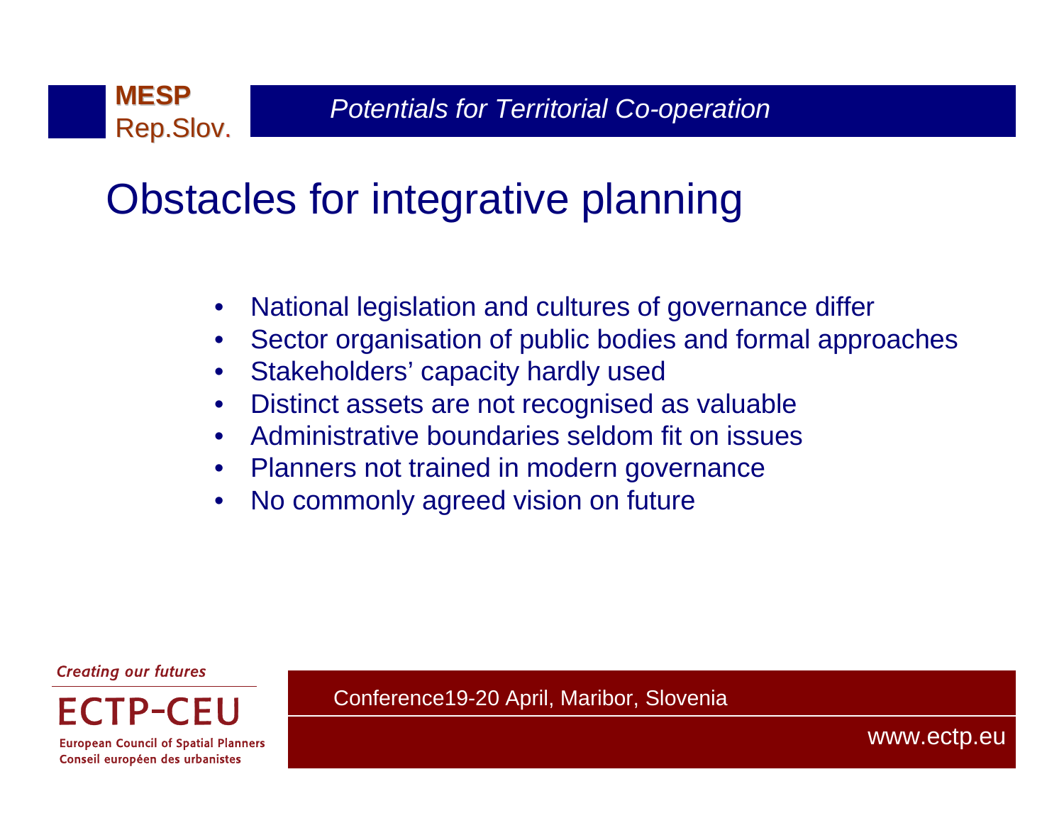# Obstacles for integrative planning

- National legislation and cultures of governance differ
- Sector organisation of public bodies and formal approaches
- Stakeholders' capacity hardly used
- Distinct assets are not recognised as valuable
- Administrative boundaries seldom fit on issues
- Planners not trained in modern governance
- No commonly agreed vision on future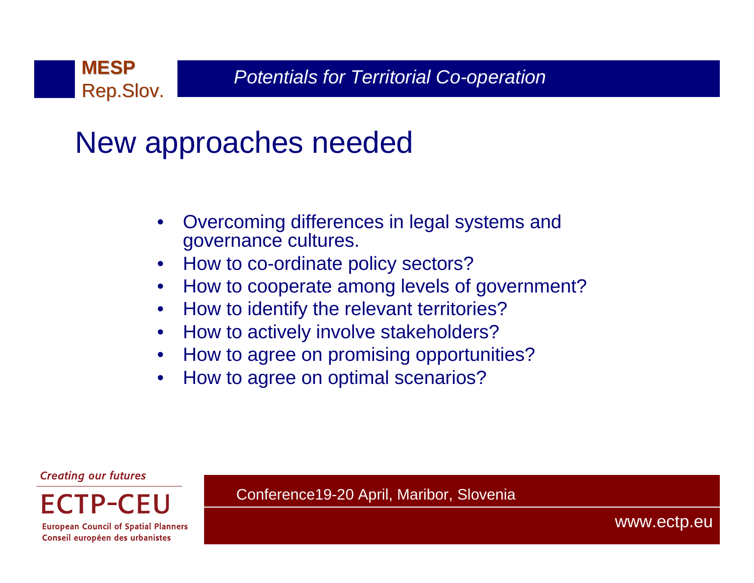# New approaches needed

- Overcoming differences in legal systems and governance cultures.
- How to co-ordinate policy sectors?
- How to cooperate among levels of government?
- How to identify the relevant territories?
- How to actively involve stakeholders?
- How to agree on promising opportunities?
- How to agree on optimal scenarios?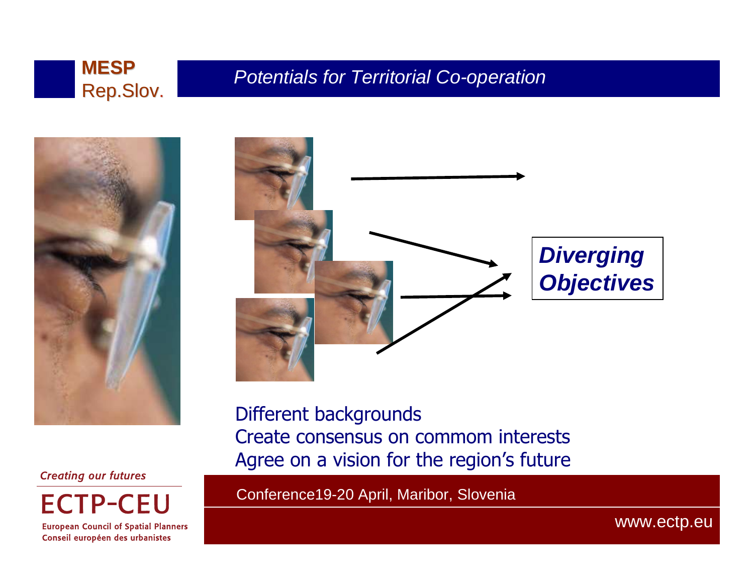## Potentials for Territorial Co-operation

***Diverging Objectives***

Different backgrounds
Create consensus on commom interests
Agree on a vision for the region's future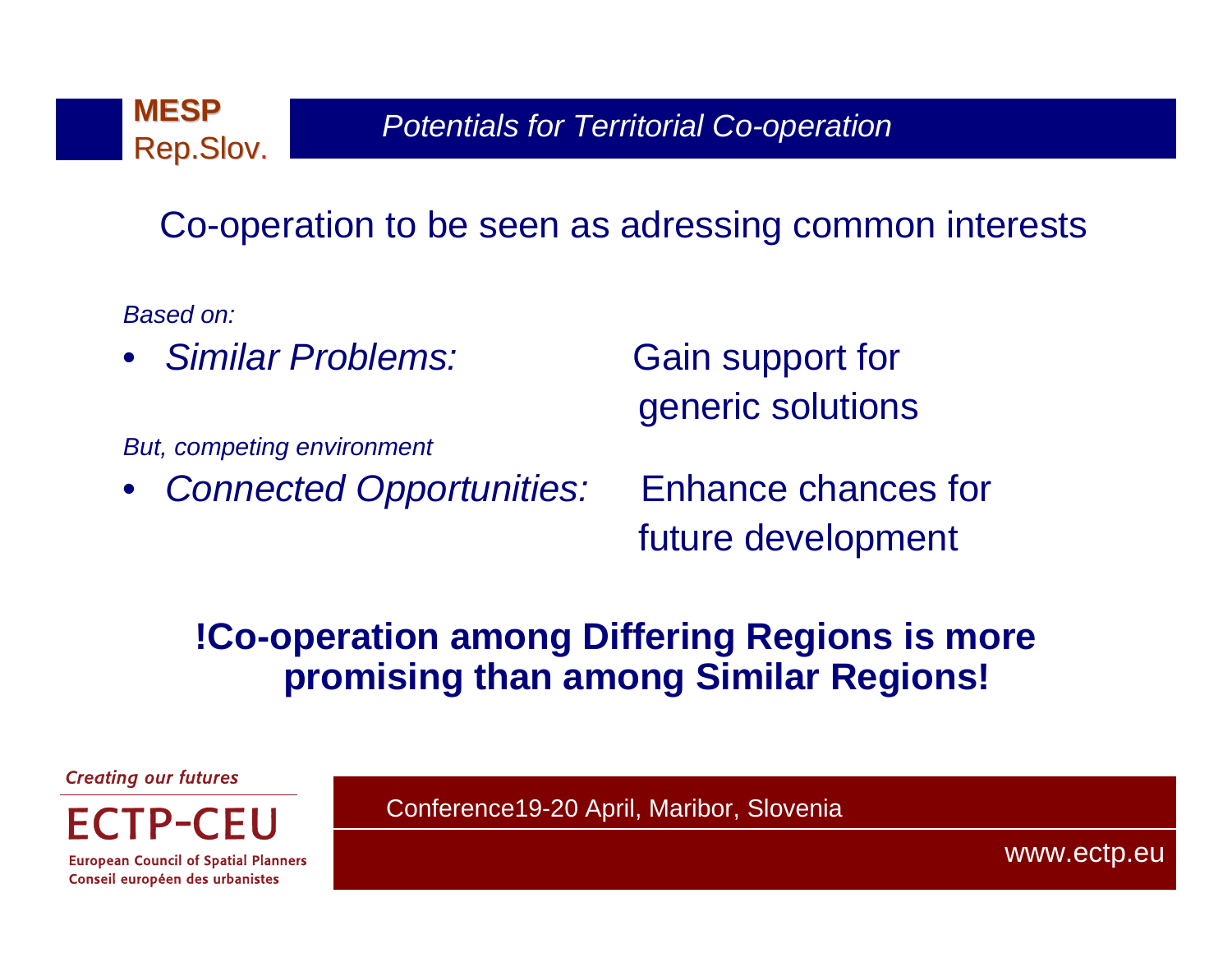## Potentials for Territorial Co-operation

### Co-operation to be seen as adressing common interests

*Based on:*

- *Similar Problems:* Gain support for generic solutions

*But, competing environment*

- *Connected Opportunities:* Enhance chances for future development

**!Co-operation among Differing Regions is more promising than among Similar Regions!**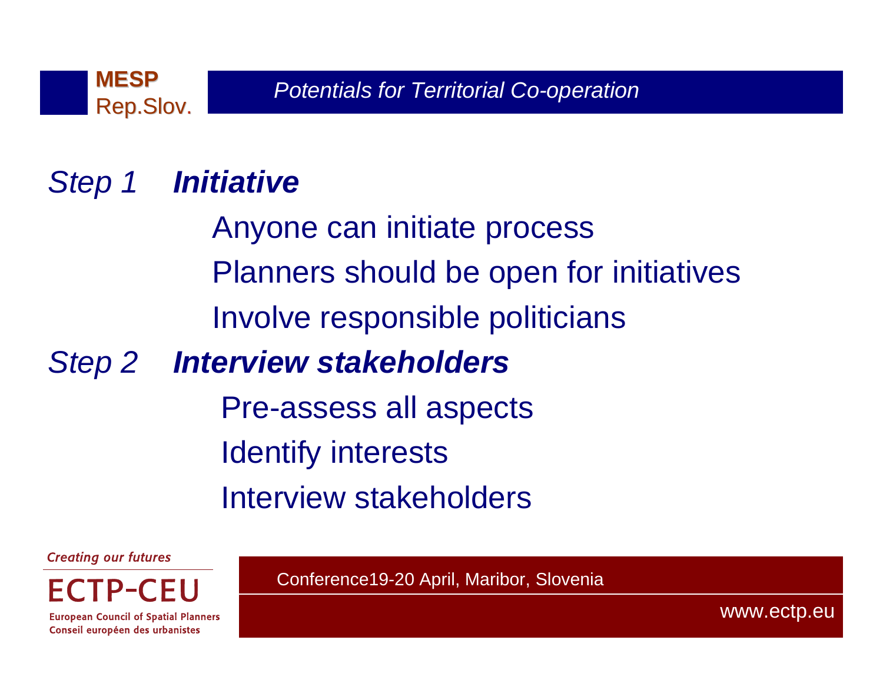## *Step 1* ***Initiative***

- Anyone can initiate process
- Planners should be open for initiatives
- Involve responsible politicians

## *Step 2* ***Interview stakeholders***

- Pre-assess all aspects
- Identify interests
- Interview stakeholders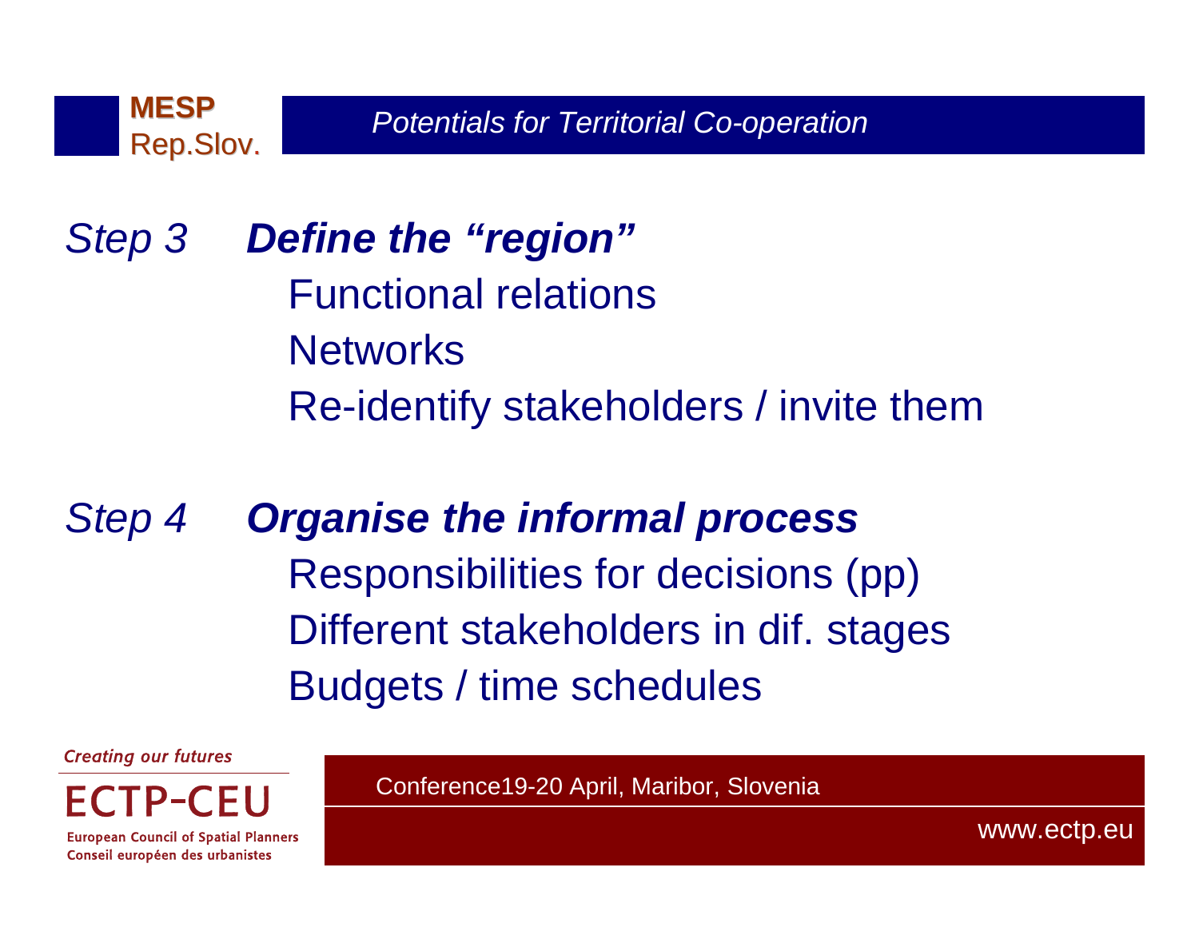## *Step 3* ***Define the "region"***

- Functional relations
- Networks
- Re-identify stakeholders / invite them

## *Step 4* ***Organise the informal process***

- Responsibilities for decisions (pp)
- Different stakeholders in dif. stages
- Budgets / time schedules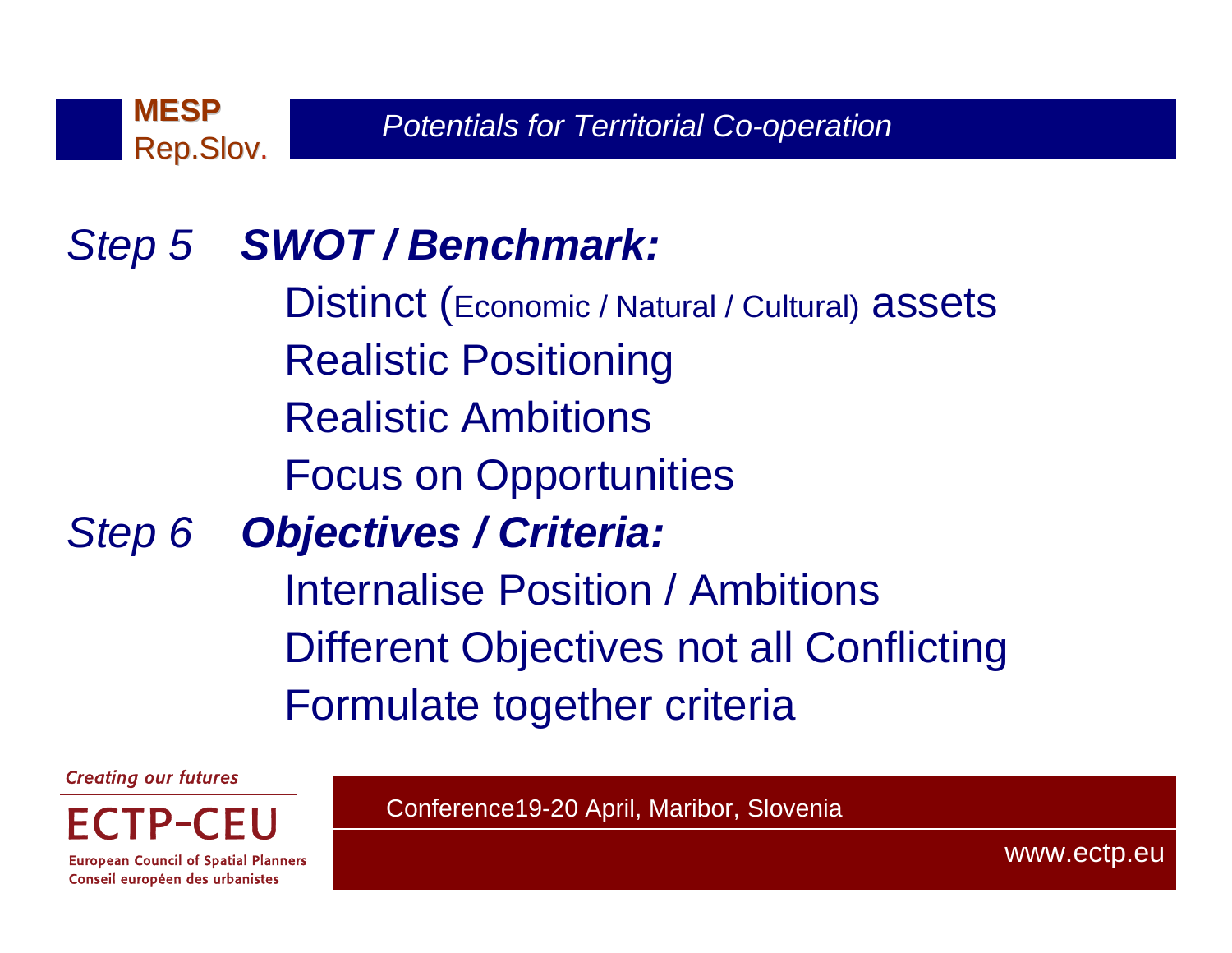## *Step 5* ***SWOT / Benchmark:***

- Distinct (Economic / Natural / Cultural) assets
- Realistic Positioning
- Realistic Ambitions
- Focus on Opportunities

## *Step 6* ***Objectives / Criteria:***

- Internalise Position / Ambitions
- Different Objectives not all Conflicting
- Formulate together criteria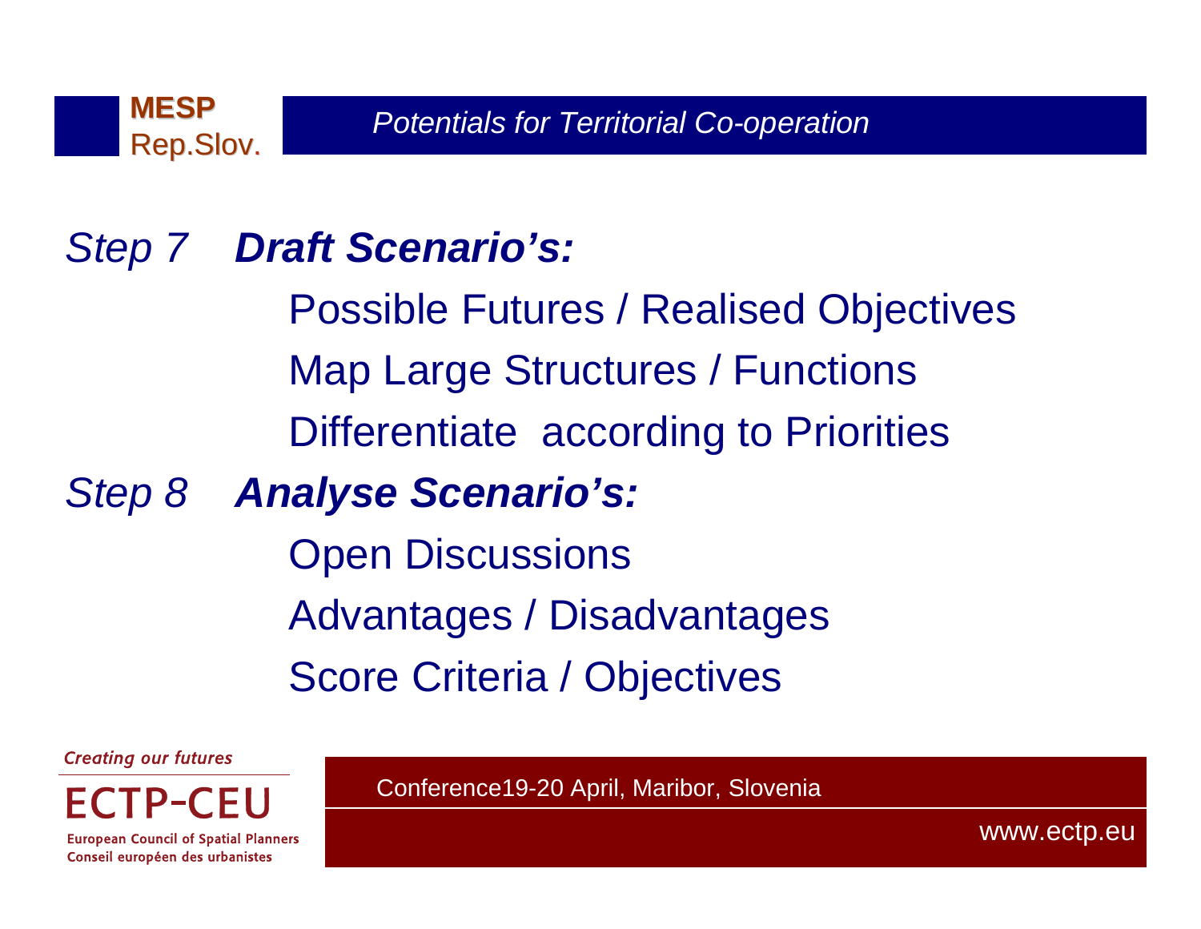*Step 7* ***Draft Scenario's:***

Possible Futures / Realised Objectives

Map Large Structures / Functions

Differentiate according to Priorities

*Step 8* ***Analyse Scenario's:***

Open Discussions

Advantages / Disadvantages

Score Criteria / Objectives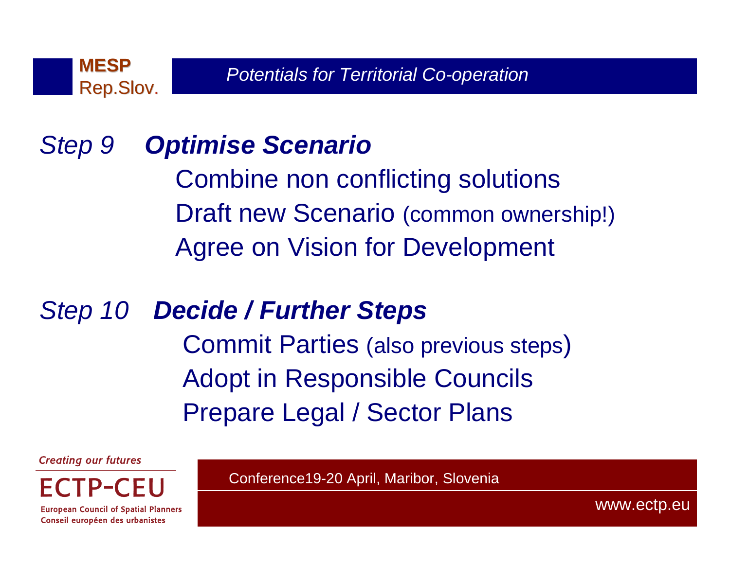## *Step 9* ***Optimise Scenario***

Combine non conflicting solutions

Draft new Scenario (common ownership!)

Agree on Vision for Development

## *Step 10* ***Decide / Further Steps***

Commit Parties (also previous steps)

Adopt in Responsible Councils

Prepare Legal / Sector Plans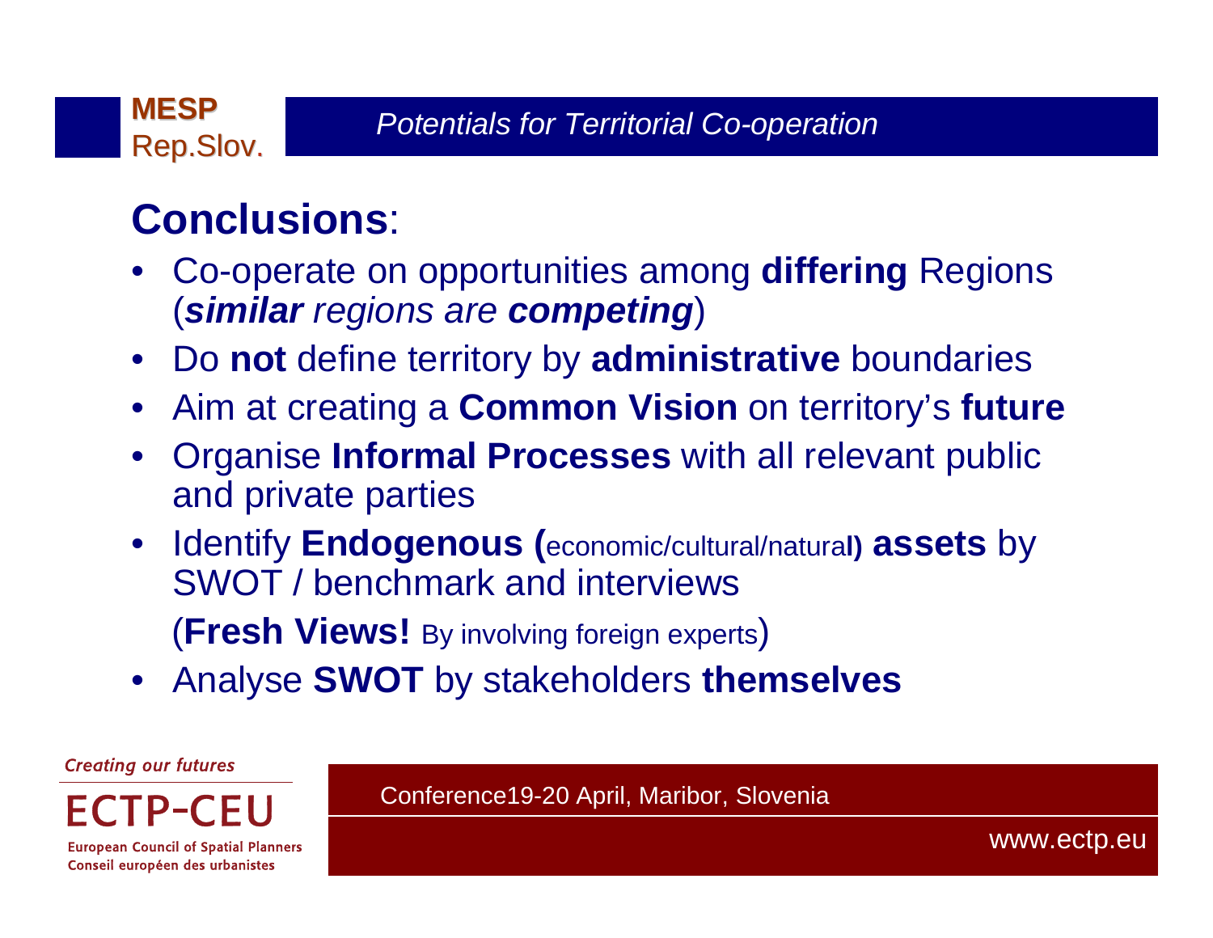## **Conclusions**:

- Co-operate on opportunities among **differing** Regions (***similar*** *regions are* ***competing***)
- Do **not** define territory by **administrative** boundaries
- Aim at creating a **Common Vision** on territory's **future**
- Organise **Informal Processes** with all relevant public and private parties
- Identify **Endogenous (**economic/cultural/natural**) assets** by SWOT / benchmark and interviews

  (**Fresh Views!** By involving foreign experts)
- Analyse **SWOT** by stakeholders **themselves**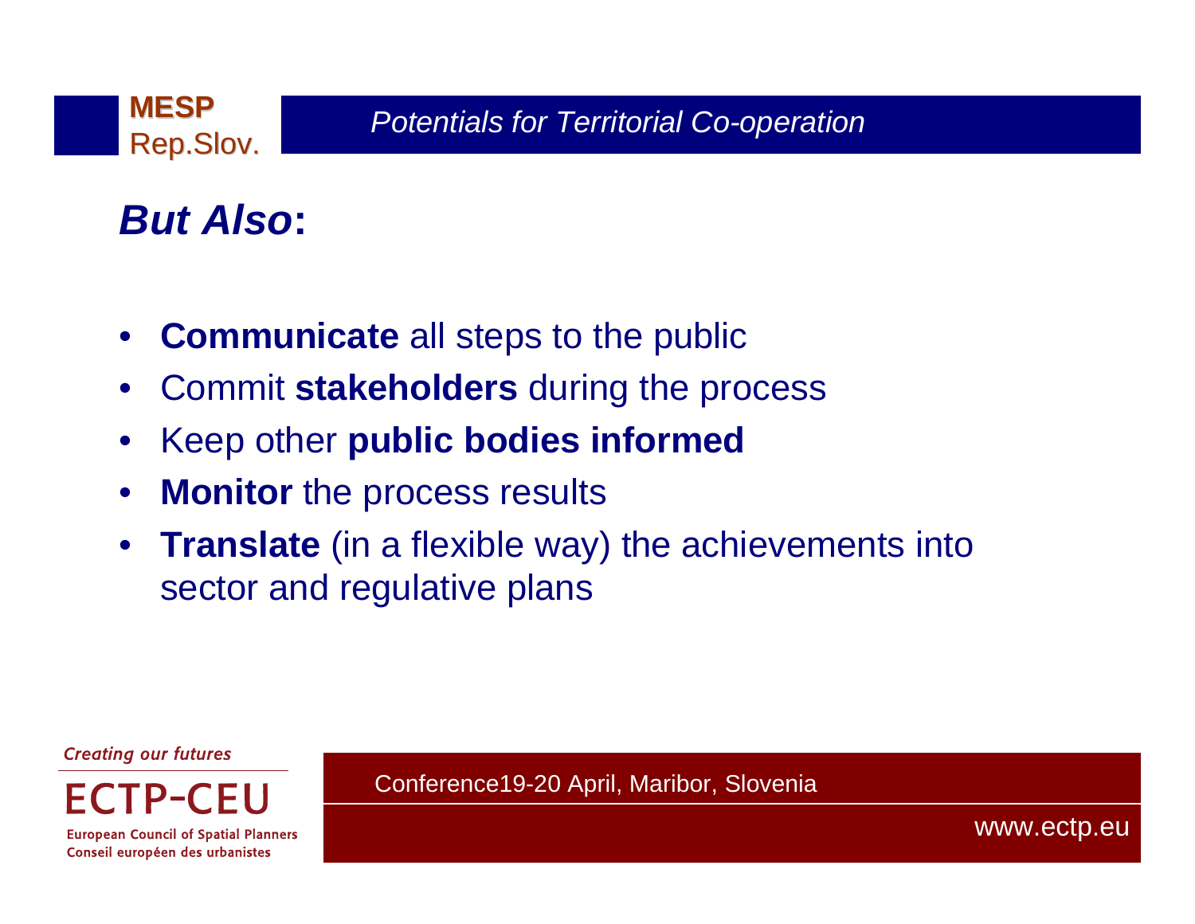## ***But Also*:**

- **Communicate** all steps to the public
- Commit **stakeholders** during the process
- Keep other **public bodies informed**
- **Monitor** the process results
- **Translate** (in a flexible way) the achievements into sector and regulative plans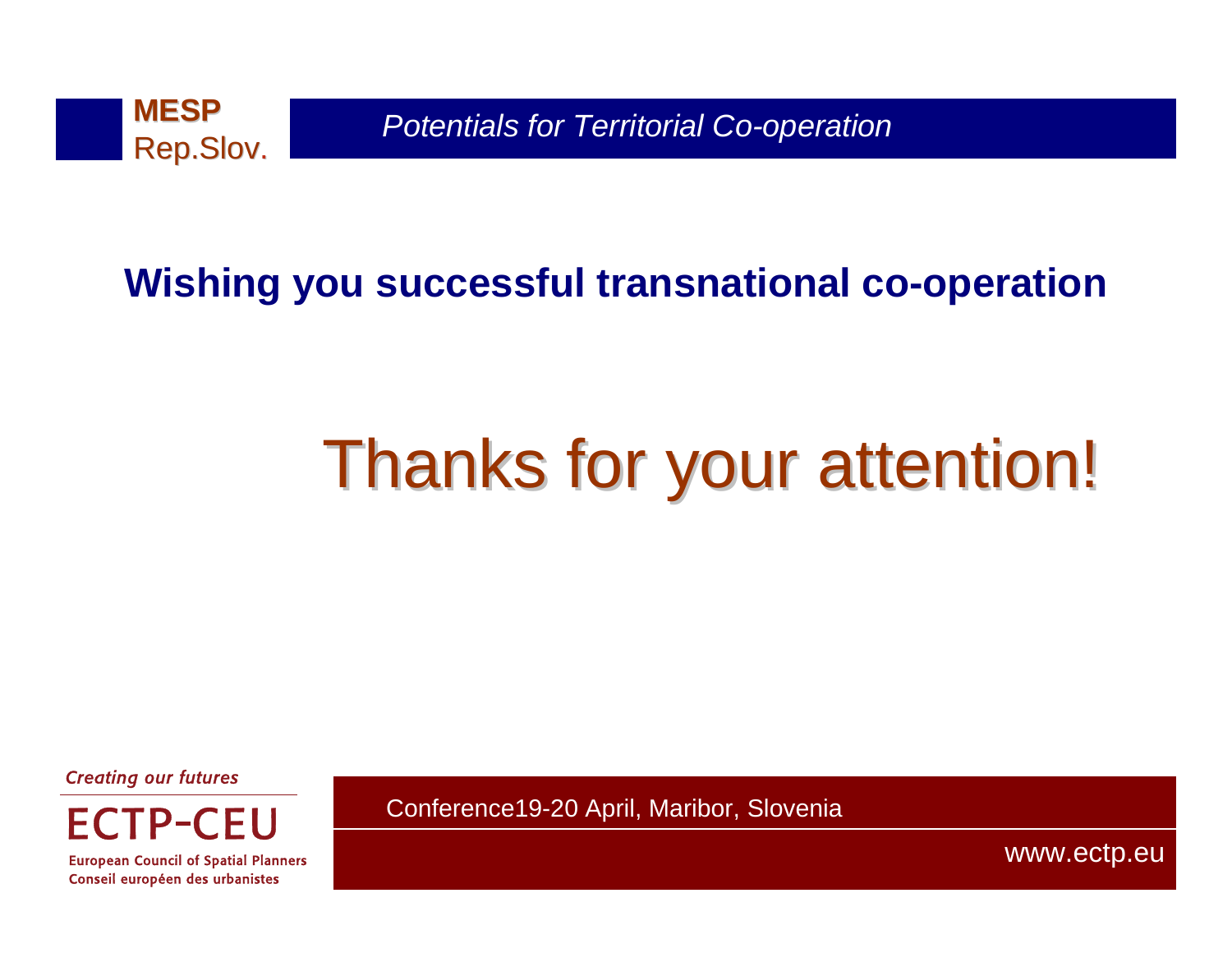**Wishing you successful transnational co-operation**

# Thanks for your attention!